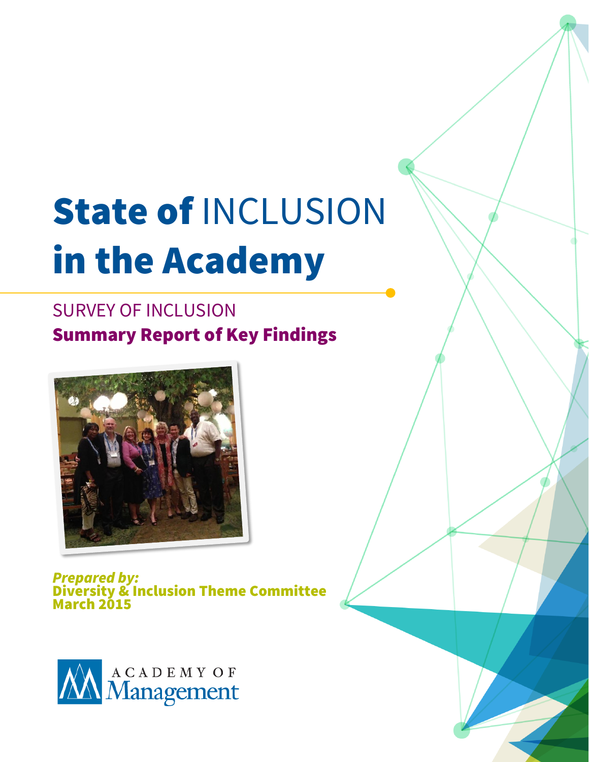# State of INCLUSION in the Academy

## SURVEY OF INCLUSION

## Summary Report of Key Findings

***Prepared by:***
**Diversity & Inclusion Theme Committee**
**March 2015**

ACADEMY OF Management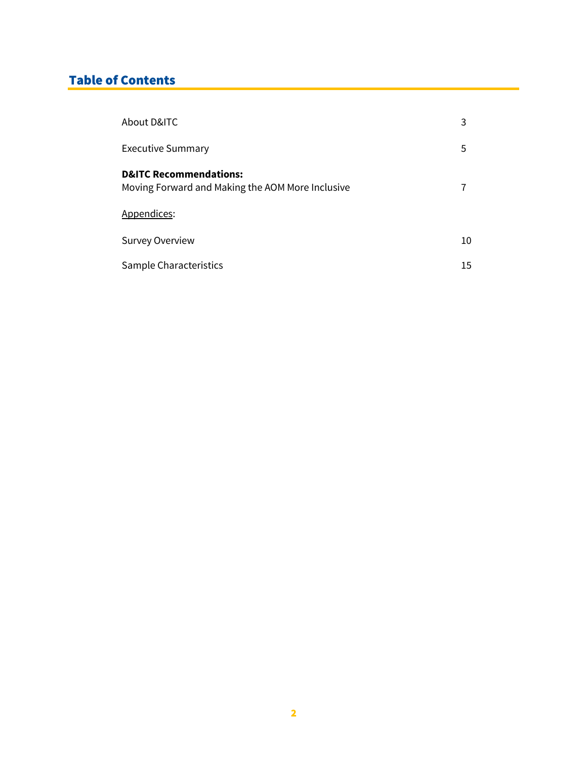## Table of Contents

| | |
|---|---|
| About D&ITC | 3 |
| Executive Summary | 5 |
| **D&ITC Recommendations:** Moving Forward and Making the AOM More Inclusive | 7 |
| Appendices: | |
| Survey Overview | 10 |
| Sample Characteristics | 15 |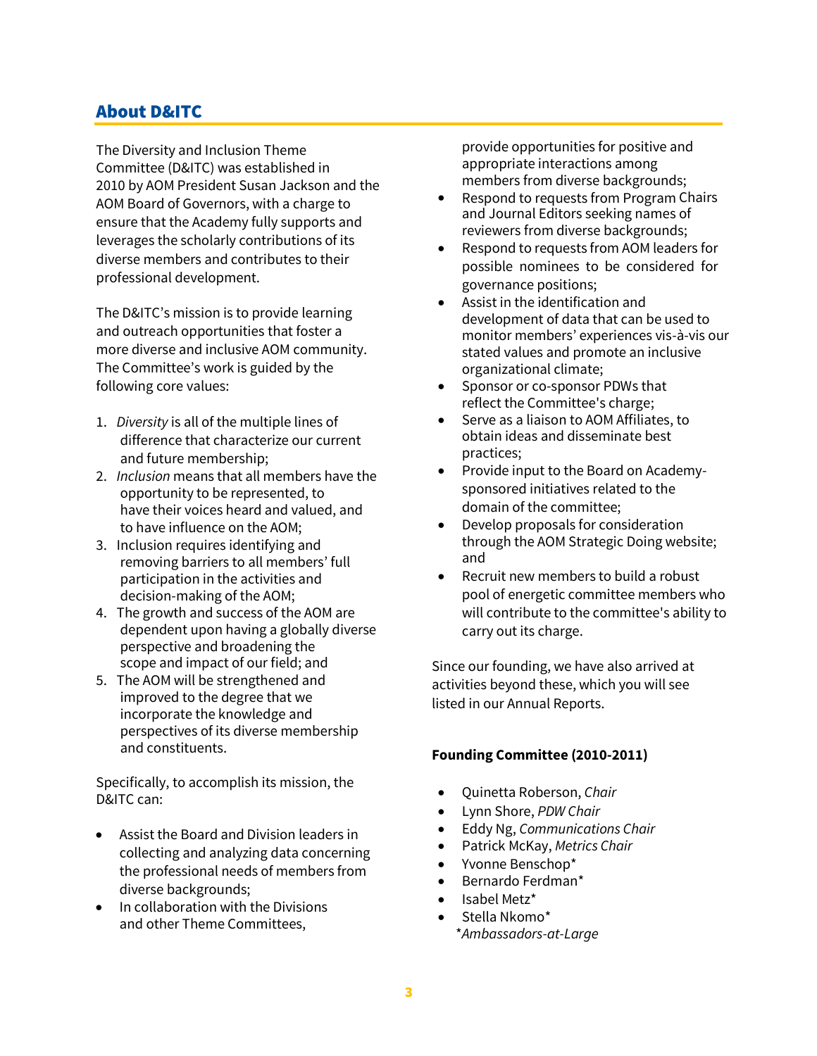## About D&ITC

The Diversity and Inclusion Theme Committee (D&ITC) was established in 2010 by AOM President Susan Jackson and the AOM Board of Governors, with a charge to ensure that the Academy fully supports and leverages the scholarly contributions of its diverse members and contributes to their professional development.

The D&ITC's mission is to provide learning and outreach opportunities that foster a more diverse and inclusive AOM community. The Committee's work is guided by the following core values:

1. *Diversity* is all of the multiple lines of difference that characterize our current and future membership;
2. *Inclusion* means that all members have the opportunity to be represented, to have their voices heard and valued, and to have influence on the AOM;
3. Inclusion requires identifying and removing barriers to all members' full participation in the activities and decision-making of the AOM;
4. The growth and success of the AOM are dependent upon having a globally diverse perspective and broadening the scope and impact of our field; and
5. The AOM will be strengthened and improved to the degree that we incorporate the knowledge and perspectives of its diverse membership and constituents.

Specifically, to accomplish its mission, the D&ITC can:

- Assist the Board and Division leaders in collecting and analyzing data concerning the professional needs of members from diverse backgrounds;
- In collaboration with the Divisions and other Theme Committees, provide opportunities for positive and appropriate interactions among members from diverse backgrounds;
- Respond to requests from Program Chairs and Journal Editors seeking names of reviewers from diverse backgrounds;
- Respond to requests from AOM leaders for possible nominees to be considered for governance positions;
- Assist in the identification and development of data that can be used to monitor members' experiences vis-à-vis our stated values and promote an inclusive organizational climate;
- Sponsor or co-sponsor PDWs that reflect the Committee's charge;
- Serve as a liaison to AOM Affiliates, to obtain ideas and disseminate best practices;
- Provide input to the Board on Academy-sponsored initiatives related to the domain of the committee;
- Develop proposals for consideration through the AOM Strategic Doing website; and
- Recruit new members to build a robust pool of energetic committee members who will contribute to the committee's ability to carry out its charge.

Since our founding, we have also arrived at activities beyond these, which you will see listed in our Annual Reports.

**Founding Committee (2010-2011)**

- Quinetta Roberson, *Chair*
- Lynn Shore, *PDW Chair*
- Eddy Ng, *Communications Chair*
- Patrick McKay, *Metrics Chair*
- Yvonne Benschop*
- Bernardo Ferdman*
- Isabel Metz*
- Stella Nkomo*

*\*Ambassadors-at-Large*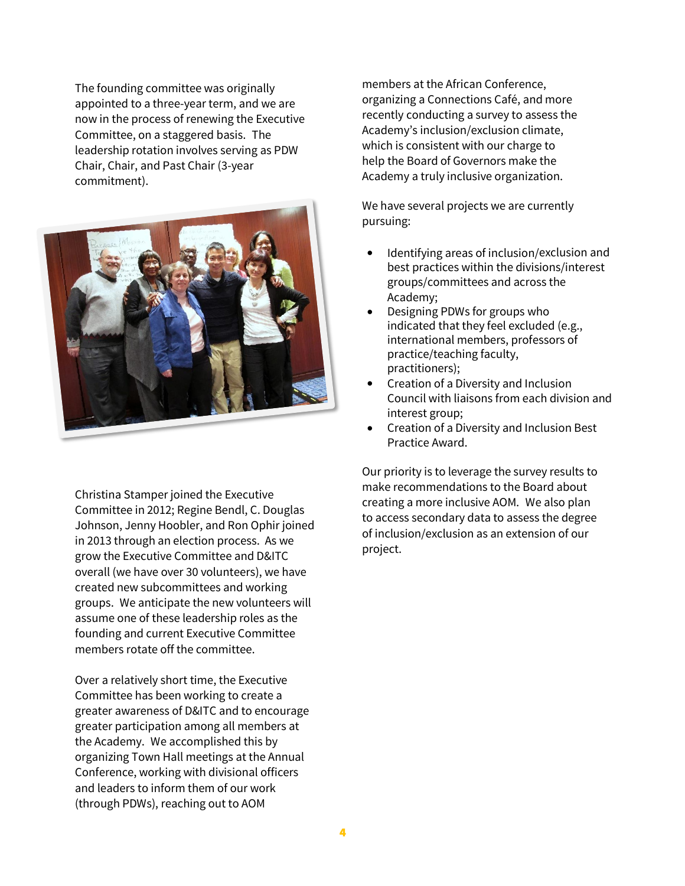The founding committee was originally appointed to a three-year term, and we are now in the process of renewing the Executive Committee, on a staggered basis. The leadership rotation involves serving as PDW Chair, Chair, and Past Chair (3-year commitment).

Christina Stamper joined the Executive Committee in 2012; Regine Bendl, C. Douglas Johnson, Jenny Hoobler, and Ron Ophir joined in 2013 through an election process. As we grow the Executive Committee and D&ITC overall (we have over 30 volunteers), we have created new subcommittees and working groups. We anticipate the new volunteers will assume one of these leadership roles as the founding and current Executive Committee members rotate off the committee.

Over a relatively short time, the Executive Committee has been working to create a greater awareness of D&ITC and to encourage greater participation among all members at the Academy. We accomplished this by organizing Town Hall meetings at the Annual Conference, working with divisional officers and leaders to inform them of our work (through PDWs), reaching out to AOM members at the African Conference, organizing a Connections Café, and more recently conducting a survey to assess the Academy's inclusion/exclusion climate, which is consistent with our charge to help the Board of Governors make the Academy a truly inclusive organization.

We have several projects we are currently pursuing:

- Identifying areas of inclusion/exclusion and best practices within the divisions/interest groups/committees and across the Academy;
- Designing PDWs for groups who indicated that they feel excluded (e.g., international members, professors of practice/teaching faculty, practitioners);
- Creation of a Diversity and Inclusion Council with liaisons from each division and interest group;
- Creation of a Diversity and Inclusion Best Practice Award.

Our priority is to leverage the survey results to make recommendations to the Board about creating a more inclusive AOM. We also plan to access secondary data to assess the degree of inclusion/exclusion as an extension of our project.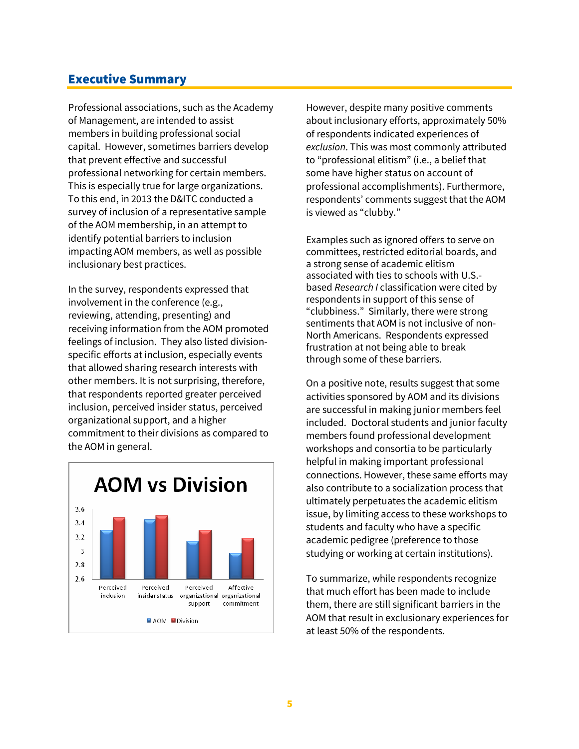## Executive Summary

Professional associations, such as the Academy of Management, are intended to assist members in building professional social capital. However, sometimes barriers develop that prevent effective and successful professional networking for certain members. This is especially true for large organizations. To this end, in 2013 the D&ITC conducted a survey of inclusion of a representative sample of the AOM membership, in an attempt to identify potential barriers to inclusion impacting AOM members, as well as possible inclusionary best practices.

In the survey, respondents expressed that involvement in the conference (e.g., reviewing, attending, presenting) and receiving information from the AOM promoted feelings of inclusion. They also listed division-specific efforts at inclusion, especially events that allowed sharing research interests with other members. It is not surprising, therefore, that respondents reported greater perceived inclusion, perceived insider status, perceived organizational support, and a higher commitment to their divisions as compared to the AOM in general.

However, despite many positive comments about inclusionary efforts, approximately 50% of respondents indicated experiences of *exclusion*. This was most commonly attributed to "professional elitism" (i.e., a belief that some have higher status on account of professional accomplishments). Furthermore, respondents' comments suggest that the AOM is viewed as "clubby."

Examples such as ignored offers to serve on committees, restricted editorial boards, and a strong sense of academic elitism associated with ties to schools with U.S.-based *Research I* classification were cited by respondents in support of this sense of "clubbiness." Similarly, there were strong sentiments that AOM is not inclusive of non-North Americans. Respondents expressed frustration at not being able to break through some of these barriers.

On a positive note, results suggest that some activities sponsored by AOM and its divisions are successful in making junior members feel included. Doctoral students and junior faculty members found professional development workshops and consortia to be particularly helpful in making important professional connections. However, these same efforts may also contribute to a socialization process that ultimately perpetuates the academic elitism issue, by limiting access to these workshops to students and faculty who have a specific academic pedigree (preference to those studying or working at certain institutions).

To summarize, while respondents recognize that much effort has been made to include them, there are still significant barriers in the AOM that result in exclusionary experiences for at least 50% of the respondents.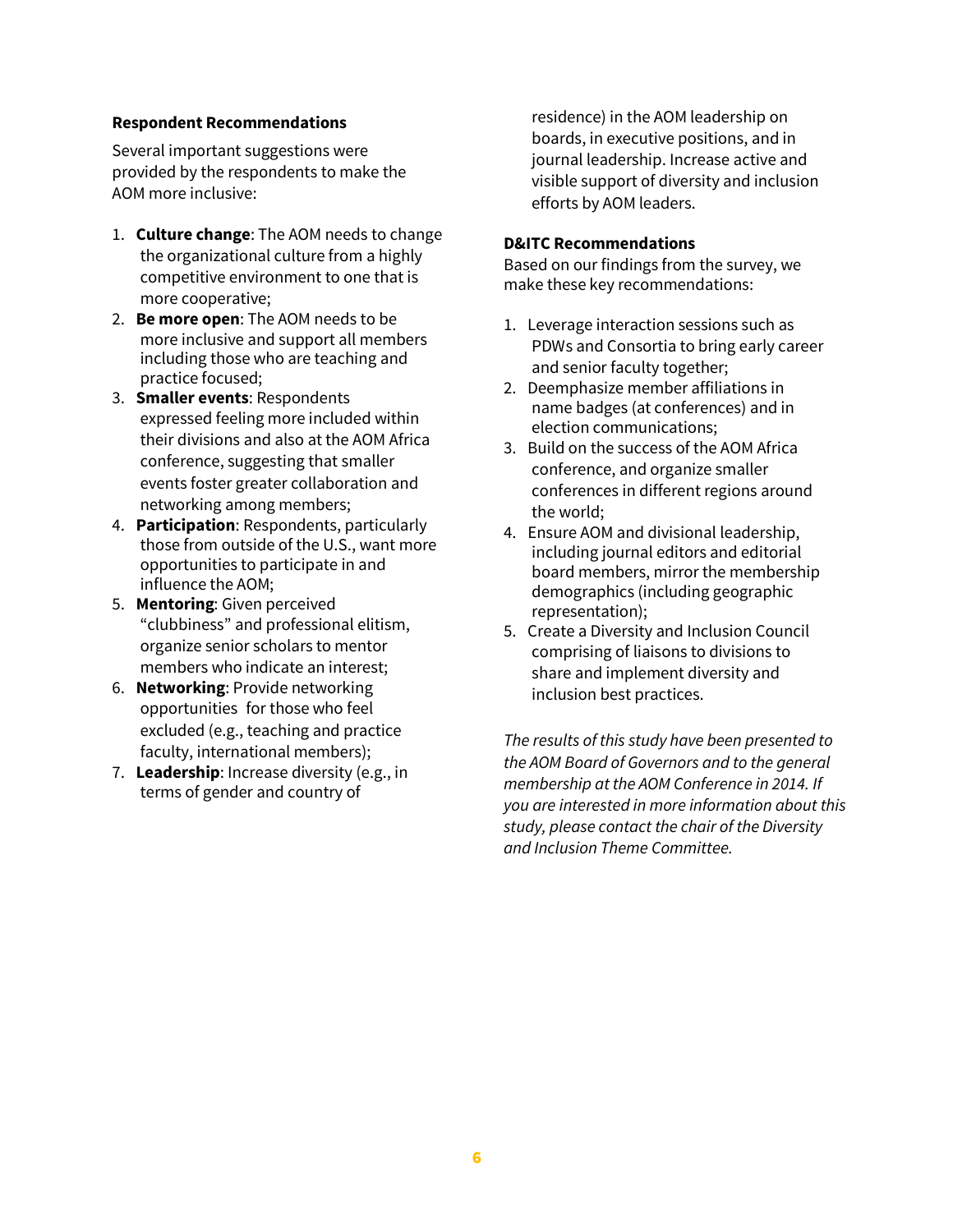**Respondent Recommendations**

Several important suggestions were provided by the respondents to make the AOM more inclusive:

1. **Culture change**: The AOM needs to change the organizational culture from a highly competitive environment to one that is more cooperative;
2. **Be more open**: The AOM needs to be more inclusive and support all members including those who are teaching and practice focused;
3. **Smaller events**: Respondents expressed feeling more included within their divisions and also at the AOM Africa conference, suggesting that smaller events foster greater collaboration and networking among members;
4. **Participation**: Respondents, particularly those from outside of the U.S., want more opportunities to participate in and influence the AOM;
5. **Mentoring**: Given perceived "clubbiness" and professional elitism, organize senior scholars to mentor members who indicate an interest;
6. **Networking**: Provide networking opportunities for those who feel excluded (e.g., teaching and practice faculty, international members);
7. **Leadership**: Increase diversity (e.g., in terms of gender and country of residence) in the AOM leadership on boards, in executive positions, and in journal leadership. Increase active and visible support of diversity and inclusion efforts by AOM leaders.

**D&ITC Recommendations**

Based on our findings from the survey, we make these key recommendations:

1. Leverage interaction sessions such as PDWs and Consortia to bring early career and senior faculty together;
2. Deemphasize member affiliations in name badges (at conferences) and in election communications;
3. Build on the success of the AOM Africa conference, and organize smaller conferences in different regions around the world;
4. Ensure AOM and divisional leadership, including journal editors and editorial board members, mirror the membership demographics (including geographic representation);
5. Create a Diversity and Inclusion Council comprising of liaisons to divisions to share and implement diversity and inclusion best practices.

*The results of this study have been presented to the AOM Board of Governors and to the general membership at the AOM Conference in 2014. If you are interested in more information about this study, please contact the chair of the Diversity and Inclusion Theme Committee.*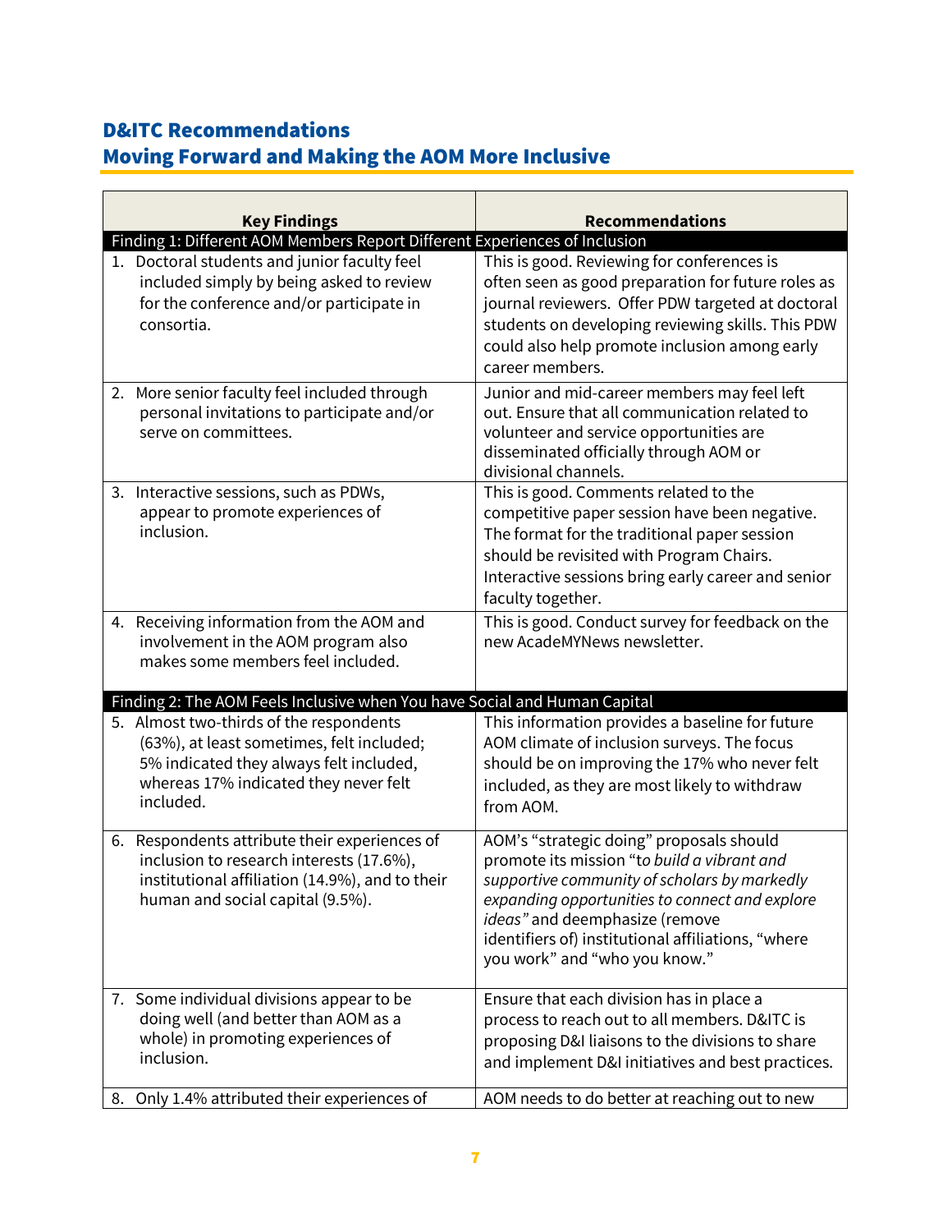## D&ITC Recommendations
## Moving Forward and Making the AOM More Inclusive

| Key Findings | Recommendations |
|---|---|
| **Finding 1: Different AOM Members Report Different Experiences of Inclusion** | |
| 1. Doctoral students and junior faculty feel included simply by being asked to review for the conference and/or participate in consortia. | This is good. Reviewing for conferences is often seen as good preparation for future roles as journal reviewers. Offer PDW targeted at doctoral students on developing reviewing skills. This PDW could also help promote inclusion among early career members. |
| 2. More senior faculty feel included through personal invitations to participate and/or serve on committees. | Junior and mid-career members may feel left out. Ensure that all communication related to volunteer and service opportunities are disseminated officially through AOM or divisional channels. |
| 3. Interactive sessions, such as PDWs, appear to promote experiences of inclusion. | This is good. Comments related to the competitive paper session have been negative. The format for the traditional paper session should be revisited with Program Chairs. Interactive sessions bring early career and senior faculty together. |
| 4. Receiving information from the AOM and involvement in the AOM program also makes some members feel included. | This is good. Conduct survey for feedback on the new AcadeMYNews newsletter. |
| **Finding 2: The AOM Feels Inclusive when You have Social and Human Capital** | |
| 5. Almost two-thirds of the respondents (63%), at least sometimes, felt included; 5% indicated they always felt included, whereas 17% indicated they never felt included. | This information provides a baseline for future AOM climate of inclusion surveys. The focus should be on improving the 17% who never felt included, as they are most likely to withdraw from AOM. |
| 6. Respondents attribute their experiences of inclusion to research interests (17.6%), institutional affiliation (14.9%), and to their human and social capital (9.5%). | AOM's "strategic doing" proposals should promote its mission "*to build a vibrant and supportive community of scholars by markedly expanding opportunities to connect and explore ideas*" and deemphasize (remove identifiers of) institutional affiliations, "where you work" and "who you know." |
| 7. Some individual divisions appear to be doing well (and better than AOM as a whole) in promoting experiences of inclusion. | Ensure that each division has in place a process to reach out to all members. D&ITC is proposing D&I liaisons to the divisions to share and implement D&I initiatives and best practices. |
| 8. Only 1.4% attributed their experiences of | AOM needs to do better at reaching out to new |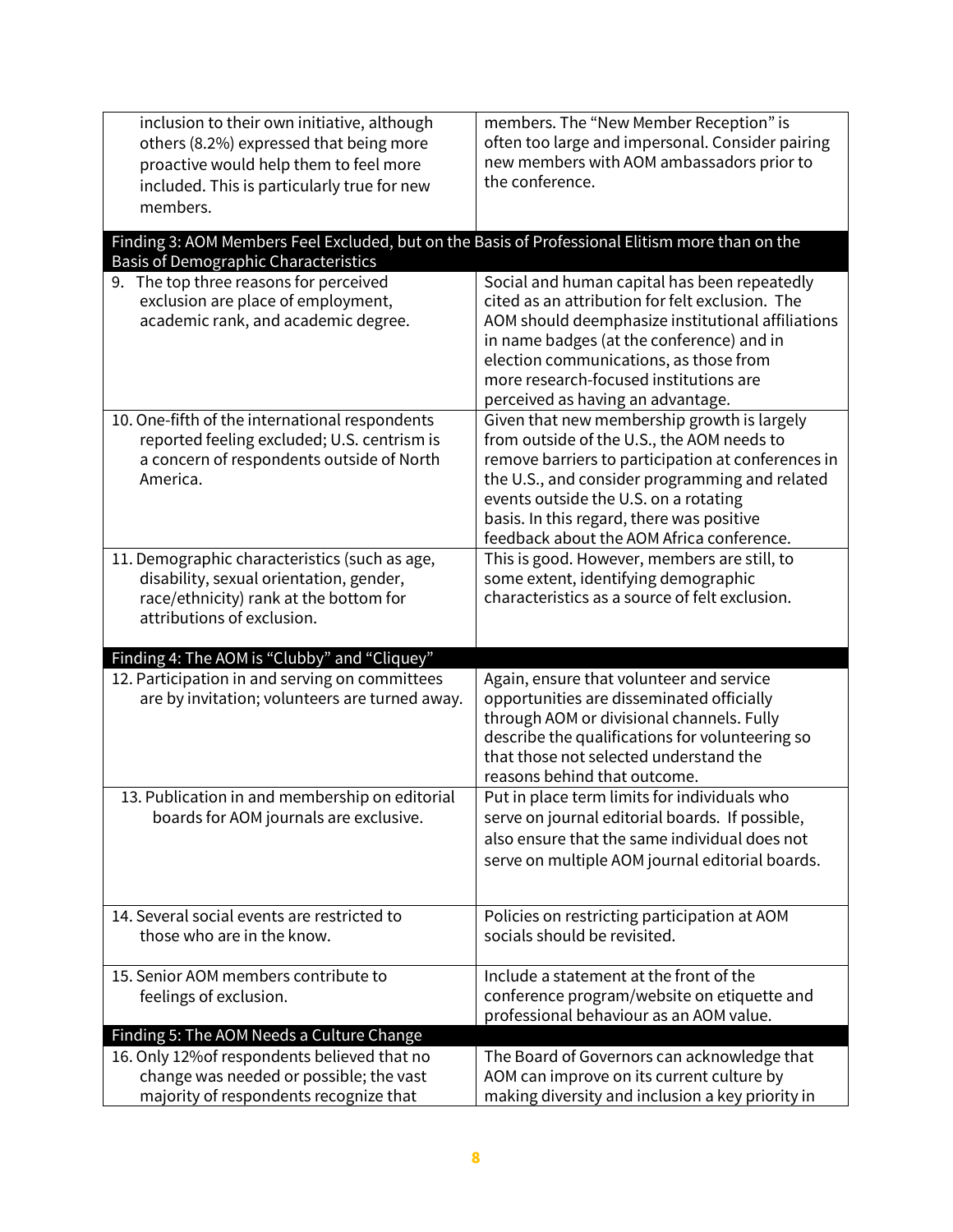| | |
|---|---|
| inclusion to their own initiative, although others (8.2%) expressed that being more proactive would help them to feel more included. This is particularly true for new members. | members. The "New Member Reception" is often too large and impersonal. Consider pairing new members with AOM ambassadors prior to the conference. |
| **Finding 3: AOM Members Feel Excluded, but on the Basis of Professional Elitism more than on the Basis of Demographic Characteristics** | |
| 9. The top three reasons for perceived exclusion are place of employment, academic rank, and academic degree. | Social and human capital has been repeatedly cited as an attribution for felt exclusion. The AOM should deemphasize institutional affiliations in name badges (at the conference) and in election communications, as those from more research-focused institutions are perceived as having an advantage. |
| 10. One-fifth of the international respondents reported feeling excluded; U.S. centrism is a concern of respondents outside of North America. | Given that new membership growth is largely from outside of the U.S., the AOM needs to remove barriers to participation at conferences in the U.S., and consider programming and related events outside the U.S. on a rotating basis. In this regard, there was positive feedback about the AOM Africa conference. |
| 11. Demographic characteristics (such as age, disability, sexual orientation, gender, race/ethnicity) rank at the bottom for attributions of exclusion. | This is good. However, members are still, to some extent, identifying demographic characteristics as a source of felt exclusion. |
| **Finding 4: The AOM is "Clubby" and "Cliquey"** | |
| 12. Participation in and serving on committees are by invitation; volunteers are turned away. | Again, ensure that volunteer and service opportunities are disseminated officially through AOM or divisional channels. Fully describe the qualifications for volunteering so that those not selected understand the reasons behind that outcome. |
| 13. Publication in and membership on editorial boards for AOM journals are exclusive. | Put in place term limits for individuals who serve on journal editorial boards. If possible, also ensure that the same individual does not serve on multiple AOM journal editorial boards. |
| 14. Several social events are restricted to those who are in the know. | Policies on restricting participation at AOM socials should be revisited. |
| 15. Senior AOM members contribute to feelings of exclusion. | Include a statement at the front of the conference program/website on etiquette and professional behaviour as an AOM value. |
| **Finding 5: The AOM Needs a Culture Change** | |
| 16. Only 12%of respondents believed that no change was needed or possible; the vast majority of respondents recognize that | The Board of Governors can acknowledge that AOM can improve on its current culture by making diversity and inclusion a key priority in |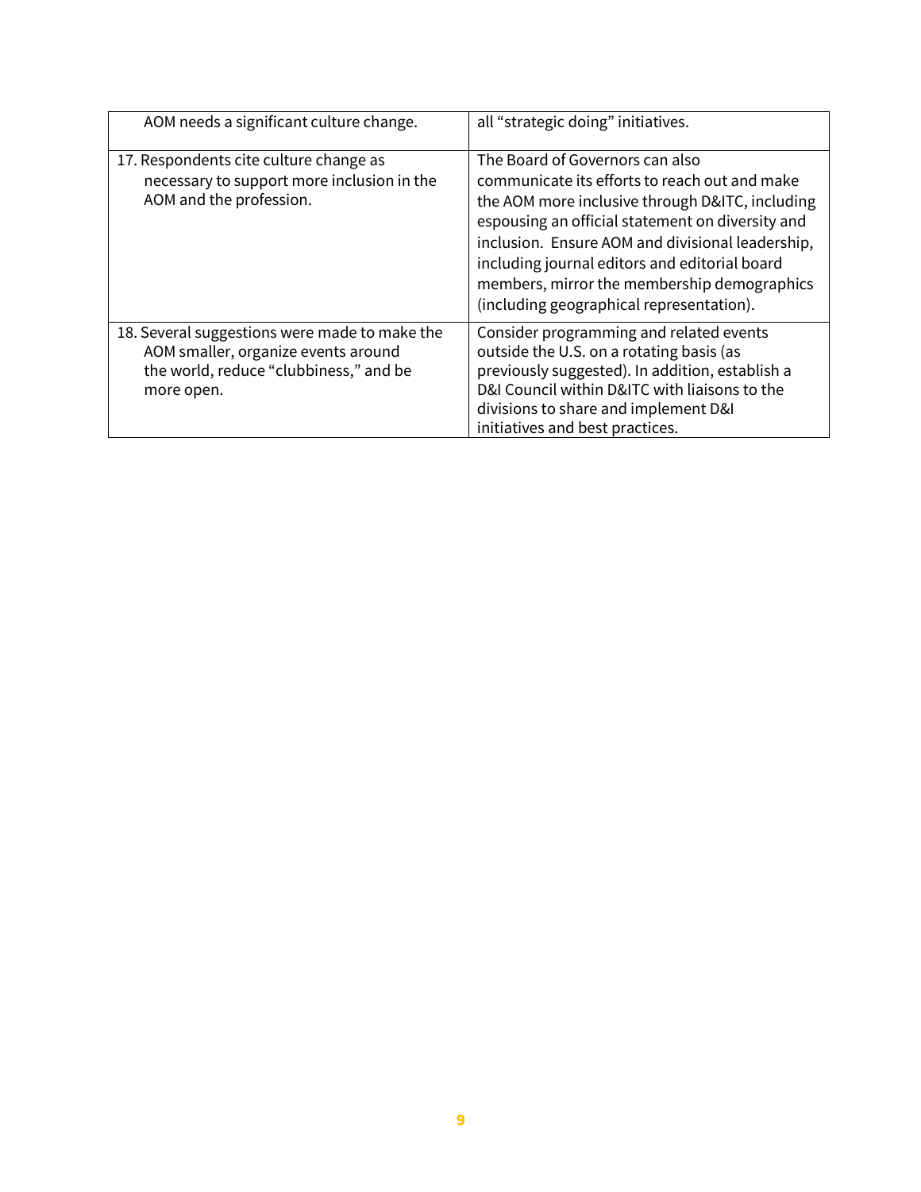| | |
|---|---|
| AOM needs a significant culture change. | all "strategic doing" initiatives. |
| 17. Respondents cite culture change as necessary to support more inclusion in the AOM and the profession. | The Board of Governors can also communicate its efforts to reach out and make the AOM more inclusive through D&ITC, including espousing an official statement on diversity and inclusion. Ensure AOM and divisional leadership, including journal editors and editorial board members, mirror the membership demographics (including geographical representation). |
| 18. Several suggestions were made to make the AOM smaller, organize events around the world, reduce "clubbiness," and be more open. | Consider programming and related events outside the U.S. on a rotating basis (as previously suggested). In addition, establish a D&I Council within D&ITC with liaisons to the divisions to share and implement D&I initiatives and best practices. |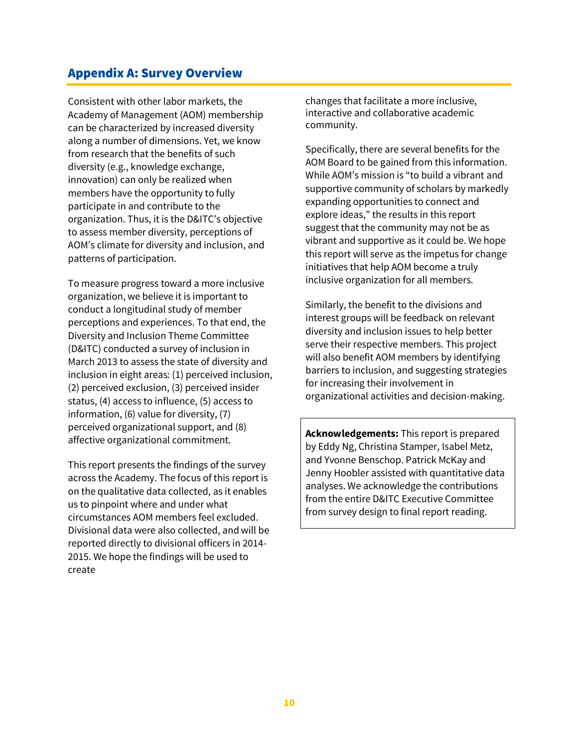## Appendix A: Survey Overview

Consistent with other labor markets, the Academy of Management (AOM) membership can be characterized by increased diversity along a number of dimensions. Yet, we know from research that the benefits of such diversity (e.g., knowledge exchange, innovation) can only be realized when members have the opportunity to fully participate in and contribute to the organization. Thus, it is the D&ITC's objective to assess member diversity, perceptions of AOM's climate for diversity and inclusion, and patterns of participation.

To measure progress toward a more inclusive organization, we believe it is important to conduct a longitudinal study of member perceptions and experiences. To that end, the Diversity and Inclusion Theme Committee (D&ITC) conducted a survey of inclusion in March 2013 to assess the state of diversity and inclusion in eight areas: (1) perceived inclusion, (2) perceived exclusion, (3) perceived insider status, (4) access to influence, (5) access to information, (6) value for diversity, (7) perceived organizational support, and (8) affective organizational commitment.

This report presents the findings of the survey across the Academy. The focus of this report is on the qualitative data collected, as it enables us to pinpoint where and under what circumstances AOM members feel excluded. Divisional data were also collected, and will be reported directly to divisional officers in 2014-2015. We hope the findings will be used to create changes that facilitate a more inclusive, interactive and collaborative academic community.

Specifically, there are several benefits for the AOM Board to be gained from this information. While AOM's mission is "to build a vibrant and supportive community of scholars by markedly expanding opportunities to connect and explore ideas," the results in this report suggest that the community may not be as vibrant and supportive as it could be. We hope this report will serve as the impetus for change initiatives that help AOM become a truly inclusive organization for all members.

Similarly, the benefit to the divisions and interest groups will be feedback on relevant diversity and inclusion issues to help better serve their respective members. This project will also benefit AOM members by identifying barriers to inclusion, and suggesting strategies for increasing their involvement in organizational activities and decision-making.

**Acknowledgements:** This report is prepared by Eddy Ng, Christina Stamper, Isabel Metz, and Yvonne Benschop. Patrick McKay and Jenny Hoobler assisted with quantitative data analyses. We acknowledge the contributions from the entire D&ITC Executive Committee from survey design to final report reading.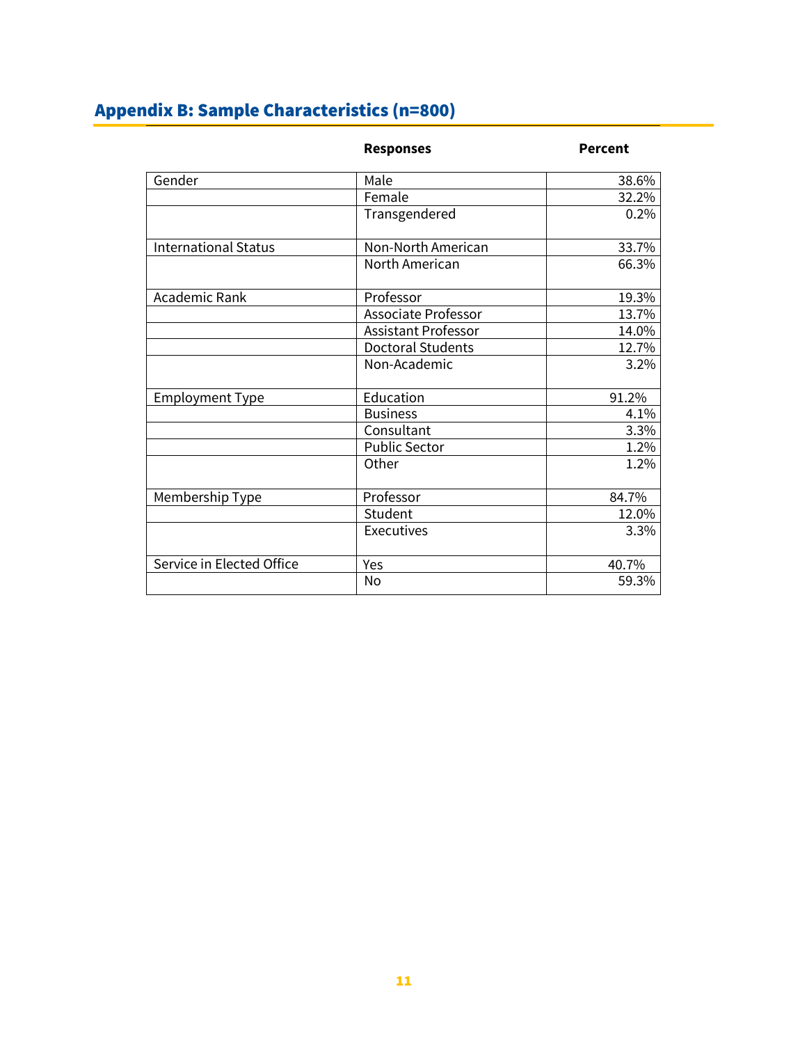## Appendix B: Sample Characteristics (n=800)

| | Responses | Percent |
|---|---|---|
| Gender | Male | 38.6% |
| | Female | 32.2% |
| | Transgendered | 0.2% |
| International Status | Non-North American | 33.7% |
| | North American | 66.3% |
| Academic Rank | Professor | 19.3% |
| | Associate Professor | 13.7% |
| | Assistant Professor | 14.0% |
| | Doctoral Students | 12.7% |
| | Non-Academic | 3.2% |
| Employment Type | Education | 91.2% |
| | Business | 4.1% |
| | Consultant | 3.3% |
| | Public Sector | 1.2% |
| | Other | 1.2% |
| Membership Type | Professor | 84.7% |
| | Student | 12.0% |
| | Executives | 3.3% |
| Service in Elected Office | Yes | 40.7% |
| | No | 59.3% |